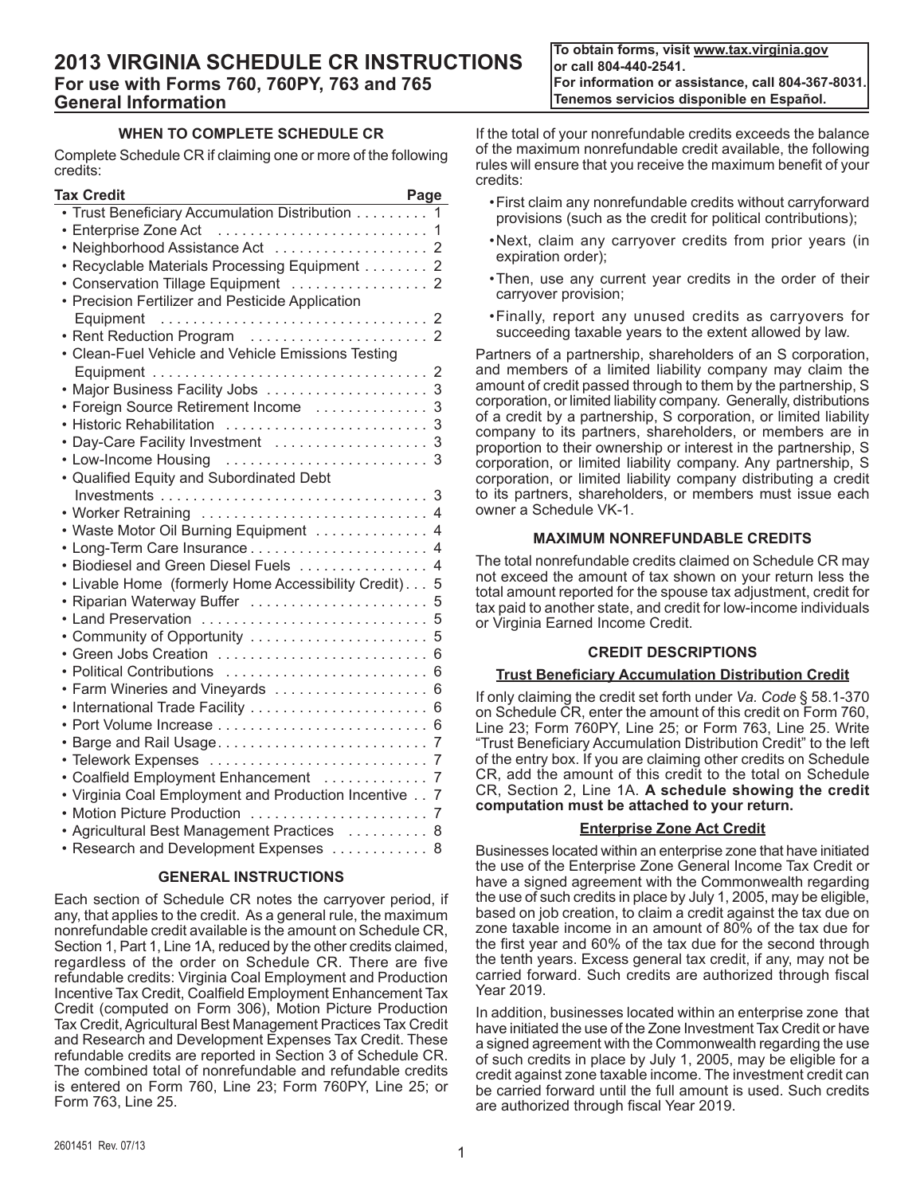# 2013 VIRGINIA SCHEDULE CR INSTRUCTIONS
## For use with Forms 760, 760PY, 763 and 765
## General Information

**To obtain forms, visit www.tax.virginia.gov or call 804-440-2541.**
**For information or assistance, call 804-367-8031.**
**Tenemos servicios disponible en Español.**

### WHEN TO COMPLETE SCHEDULE CR

Complete Schedule CR if claiming one or more of the following credits:

| Tax Credit | Page |
|---|---|
| • Trust Beneficiary Accumulation Distribution | 1 |
| • Enterprise Zone Act | 1 |
| • Neighborhood Assistance Act | 2 |
| • Recyclable Materials Processing Equipment | 2 |
| • Conservation Tillage Equipment | 2 |
| • Precision Fertilizer and Pesticide Application Equipment | 2 |
| • Rent Reduction Program | 2 |
| • Clean-Fuel Vehicle and Vehicle Emissions Testing Equipment | 2 |
| • Major Business Facility Jobs | 3 |
| • Foreign Source Retirement Income | 3 |
| • Historic Rehabilitation | 3 |
| • Day-Care Facility Investment | 3 |
| • Low-Income Housing | 3 |
| • Qualified Equity and Subordinated Debt Investments | 3 |
| • Worker Retraining | 4 |
| • Waste Motor Oil Burning Equipment | 4 |
| • Long-Term Care Insurance | 4 |
| • Biodiesel and Green Diesel Fuels | 4 |
| • Livable Home (formerly Home Accessibility Credit) | 5 |
| • Riparian Waterway Buffer | 5 |
| • Land Preservation | 5 |
| • Community of Opportunity | 5 |
| • Green Jobs Creation | 6 |
| • Political Contributions | 6 |
| • Farm Wineries and Vineyards | 6 |
| • International Trade Facility | 6 |
| • Port Volume Increase | 6 |
| • Barge and Rail Usage | 7 |
| • Telework Expenses | 7 |
| • Coalfield Employment Enhancement | 7 |
| • Virginia Coal Employment and Production Incentive | 7 |
| • Motion Picture Production | 7 |
| • Agricultural Best Management Practices | 8 |
| • Research and Development Expenses | 8 |

### GENERAL INSTRUCTIONS

Each section of Schedule CR notes the carryover period, if any, that applies to the credit. As a general rule, the maximum nonrefundable credit available is the amount on Schedule CR, Section 1, Part 1, Line 1A, reduced by the other credits claimed, regardless of the order on Schedule CR. There are five refundable credits: Virginia Coal Employment and Production Incentive Tax Credit, Coalfield Employment Enhancement Tax Credit (computed on Form 306), Motion Picture Production Tax Credit, Agricultural Best Management Practices Tax Credit and Research and Development Expenses Tax Credit. These refundable credits are reported in Section 3 of Schedule CR. The combined total of nonrefundable and refundable credits is entered on Form 760, Line 23; Form 760PY, Line 25; or Form 763, Line 25.

If the total of your nonrefundable credits exceeds the balance of the maximum nonrefundable credit available, the following rules will ensure that you receive the maximum benefit of your credits:

- First claim any nonrefundable credits without carryforward provisions (such as the credit for political contributions);
- Next, claim any carryover credits from prior years (in expiration order);
- Then, use any current year credits in the order of their carryover provision;
- Finally, report any unused credits as carryovers for succeeding taxable years to the extent allowed by law.

Partners of a partnership, shareholders of an S corporation, and members of a limited liability company may claim the amount of credit passed through to them by the partnership, S corporation, or limited liability company. Generally, distributions of a credit by a partnership, S corporation, or limited liability company to its partners, shareholders, or members are in proportion to their ownership or interest in the partnership, S corporation, or limited liability company. Any partnership, S corporation, or limited liability company distributing a credit to its partners, shareholders, or members must issue each owner a Schedule VK-1.

### MAXIMUM NONREFUNDABLE CREDITS

The total nonrefundable credits claimed on Schedule CR may not exceed the amount of tax shown on your return less the total amount reported for the spouse tax adjustment, credit for tax paid to another state, and credit for low-income individuals or Virginia Earned Income Credit.

### CREDIT DESCRIPTIONS

#### Trust Beneficiary Accumulation Distribution Credit

If only claiming the credit set forth under *Va. Code* § 58.1-370 on Schedule CR, enter the amount of this credit on Form 760, Line 23; Form 760PY, Line 25; or Form 763, Line 25. Write "Trust Beneficiary Accumulation Distribution Credit" to the left of the entry box. If you are claiming other credits on Schedule CR, add the amount of this credit to the total on Schedule CR, Section 2, Line 1A. **A schedule showing the credit computation must be attached to your return.**

#### Enterprise Zone Act Credit

Businesses located within an enterprise zone that have initiated the use of the Enterprise Zone General Income Tax Credit or have a signed agreement with the Commonwealth regarding the use of such credits in place by July 1, 2005, may be eligible, based on job creation, to claim a credit against the tax due on zone taxable income in an amount of 80% of the tax due for the first year and 60% of the tax due for the second through the tenth years. Excess general tax credit, if any, may not be carried forward. Such credits are authorized through fiscal Year 2019.

In addition, businesses located within an enterprise zone that have initiated the use of the Zone Investment Tax Credit or have a signed agreement with the Commonwealth regarding the use of such credits in place by July 1, 2005, may be eligible for a credit against zone taxable income. The investment credit can be carried forward until the full amount is used. Such credits are authorized through fiscal Year 2019.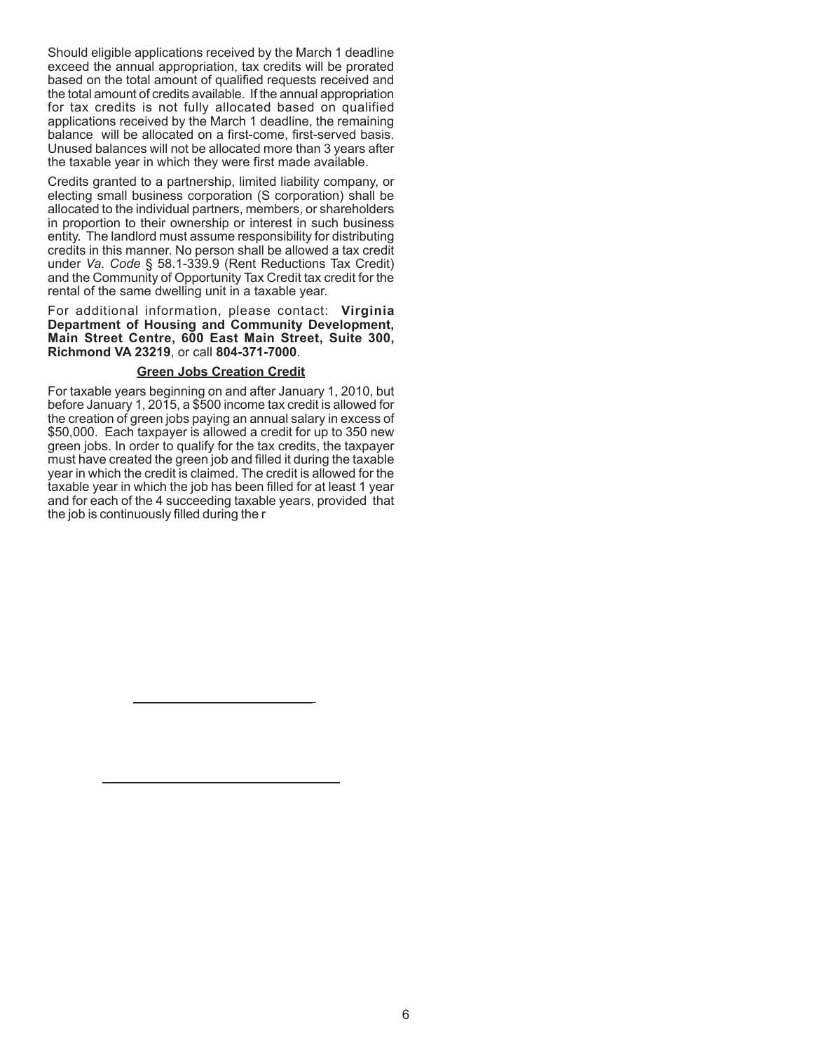Should eligible applications received by the March 1 deadline exceed the annual appropriation, tax credits will be prorated based on the total amount of qualified requests received and the total amount of credits available. If the annual appropriation for tax credits is not fully allocated based on qualified applications received by the March 1 deadline, the remaining balance will be allocated on a first-come, first-served basis. Unused balances will not be allocated more than 3 years after the taxable year in which they were first made available.

Credits granted to a partnership, limited liability company, or electing small business corporation (S corporation) shall be allocated to the individual partners, members, or shareholders in proportion to their ownership or interest in such business entity. The landlord must assume responsibility for distributing credits in this manner. No person shall be allowed a tax credit under *Va. Code* § 58.1-339.9 (Rent Reductions Tax Credit) and the Community of Opportunity Tax Credit tax credit for the rental of the same dwelling unit in a taxable year.

For additional information, please contact: **Virginia Department of Housing and Community Development, Main Street Centre, 600 East Main Street, Suite 300, Richmond VA 23219**, or call **804-371-7000**.

## Green Jobs Creation Credit

For taxable years beginning on and after January 1, 2010, but before January 1, 2015, a $500 income tax credit is allowed for the creation of green jobs paying an annual salary in excess of $50,000. Each taxpayer is allowed a credit for up to 350 new green jobs. In order to qualify for the tax credits, the taxpayer must have created the green job and filled it during the taxable year in which the credit is claimed. The credit is allowed for the taxable year in which the job has been filled for at least 1 year and for each of the 4 succeeding taxable years, provided that the job is continuously filled during the r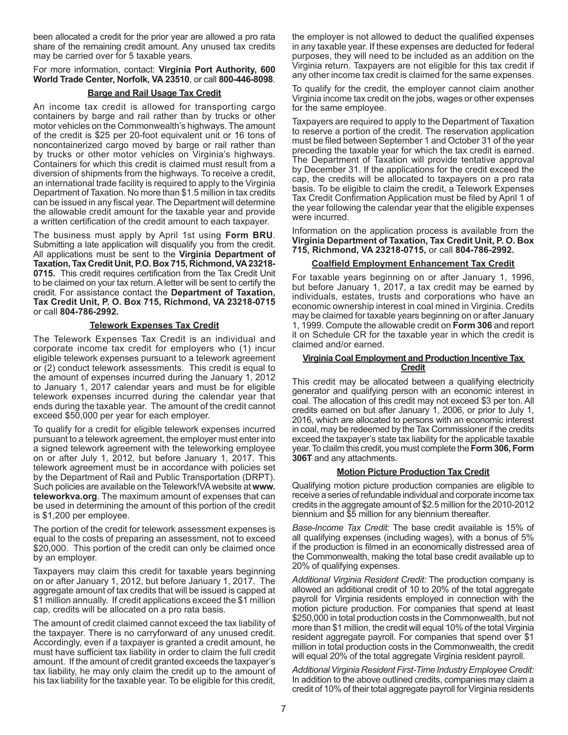been allocated a credit for the prior year are allowed a pro rata share of the remaining credit amount. Any unused tax credits may be carried over for 5 taxable years.

For more information, contact: **Virginia Port Authority, 600 World Trade Center, Norfolk, VA 23510**, or call **800-446-8098**.

## Barge and Rail Usage Tax Credit

An income tax credit is allowed for transporting cargo containers by barge and rail rather than by trucks or other motor vehicles on the Commonwealth's highways. The amount of the credit is $25 per 20-foot equivalent unit or 16 tons of noncontainerized cargo moved by barge or rail rather than by trucks or other motor vehicles on Virginia's highways. Containers for which this credit is claimed must result from a diversion of shipments from the highways. To receive a credit, an international trade facility is required to apply to the Virginia Department of Taxation. No more than $1.5 million in tax credits can be issued in any fiscal year. The Department will determine the allowable credit amount for the taxable year and provide a written certification of the credit amount to each taxpayer.

The business must apply by April 1st using **Form BRU**. Submitting a late application will disqualify you from the credit. All applications must be sent to the **Virginia Department of Taxation, Tax Credit Unit, P.O. Box 715, Richmond, VA 23218-0715.** This credit requires certification from the Tax Credit Unit to be claimed on your tax return. A letter will be sent to certify the credit. For assistance contact the **Department of Taxation, Tax Credit Unit, P. O. Box 715, Richmond, VA 23218-0715** or call **804-786-2992.**

## Telework Expenses Tax Credit

The Telework Expenses Tax Credit is an individual and corporate income tax credit for employers who (1) incur eligible telework expenses pursuant to a telework agreement or (2) conduct telework assessments. This credit is equal to the amount of expenses incurred during the January 1, 2012 to January 1, 2017 calendar years and must be for eligible telework expenses incurred during the calendar year that ends during the taxable year. The amount of the credit cannot exceed $50,000 per year for each employer.

To qualify for a credit for eligible telework expenses incurred pursuant to a telework agreement, the employer must enter into a signed telework agreement with the teleworking employee on or after July 1, 2012, but before January 1, 2017. This telework agreement must be in accordance with policies set by the Department of Rail and Public Transportation (DRPT). Such policies are available on the Telework!VA website at **www.teleworkva.org**. The maximum amount of expenses that can be used in determining the amount of this portion of the credit is $1,200 per employee.

The portion of the credit for telework assessment expenses is equal to the costs of preparing an assessment, not to exceed $20,000. This portion of the credit can only be claimed once by an employer.

Taxpayers may claim this credit for taxable years beginning on or after January 1, 2012, but before January 1, 2017. The aggregate amount of tax credits that will be issued is capped at $1 million annually. If credit applications exceed the $1 million cap, credits will be allocated on a pro rata basis.

The amount of credit claimed cannot exceed the tax liability of the taxpayer. There is no carryforward of any unused credit. Accordingly, even if a taxpayer is granted a credit amount, he must have sufficient tax liability in order to claim the full credit amount. If the amount of credit granted exceeds the taxpayer's tax liability, he may only claim the credit up to the amount of his tax liability for the taxable year. To be eligible for this credit, the employer is not allowed to deduct the qualified expenses in any taxable year. If these expenses are deducted for federal purposes, they will need to be included as an addition on the Virginia return. Taxpayers are not eligible for this tax credit if any other income tax credit is claimed for the same expenses.

To qualify for the credit, the employer cannot claim another Virginia income tax credit on the jobs, wages or other expenses for the same employee.

Taxpayers are required to apply to the Department of Taxation to reserve a portion of the credit. The reservation application must be filed between September 1 and October 31 of the year preceding the taxable year for which the tax credit is earned. The Department of Taxation will provide tentative approval by December 31. If the applications for the credit exceed the cap, the credits will be allocated to taxpayers on a pro rata basis. To be eligible to claim the credit, a Telework Expenses Tax Credit Confirmation Application must be filed by April 1 of the year following the calendar year that the eligible expenses were incurred.

Information on the application process is available from the **Virginia Department of Taxation, Tax Credit Unit, P. O. Box 715, Richmond, VA 23218-0715,** or call **804-786-2992.**

## Coalfield Employment Enhancement Tax Credit

For taxable years beginning on or after January 1, 1996, but before January 1, 2017, a tax credit may be earned by individuals, estates, trusts and corporations who have an economic ownership interest in coal mined in Virginia. Credits may be claimed for taxable years beginning on or after January 1, 1999. Compute the allowable credit on **Form 306** and report it on Schedule CR for the taxable year in which the credit is claimed and/or earned.

## Virginia Coal Employment and Production Incentive Tax Credit

This credit may be allocated between a qualifying electricity generator and qualifying person with an economic interest in coal. The allocation of this credit may not exceed $3 per ton. All credits earned on but after January 1, 2006, or prior to July 1, 2016, which are allocated to persons with an economic interest in coal, may be redeemed by the Tax Commissioner if the credits exceed the taxpayer's state tax liability for the applicable taxable year. To claim this credit, you must complete the **Form 306, Form 306T** and any attachments.

## Motion Picture Production Tax Credit

Qualifying motion picture production companies are eligible to receive a series of refundable individual and corporate income tax credits in the aggregate amount of $2.5 million for the 2010-2012 biennium and $5 million for any biennium thereafter.

*Base-Income Tax Credit:* The base credit available is 15% of all qualifying expenses (including wages), with a bonus of 5% if the production is filmed in an economically distressed area of the Commonwealth, making the total base credit available up to 20% of qualifying expenses.

*Additional Virginia Resident Credit:* The production company is allowed an additional credit of 10 to 20% of the total aggregate payroll for Virginia residents employed in connection with the motion picture production. For companies that spend at least $250,000 in total production costs in the Commonwealth, but not more than $1 million, the credit will equal 10% of the total Virginia resident aggregate payroll. For companies that spend over $1 million in total production costs in the Commonwealth, the credit will equal 20% of the total aggregate Virginia resident payroll.

*Additional Virginia Resident First-Time Industry Employee Credit:* In addition to the above outlined credits, companies may claim a credit of 10% of their total aggregate payroll for Virginia residents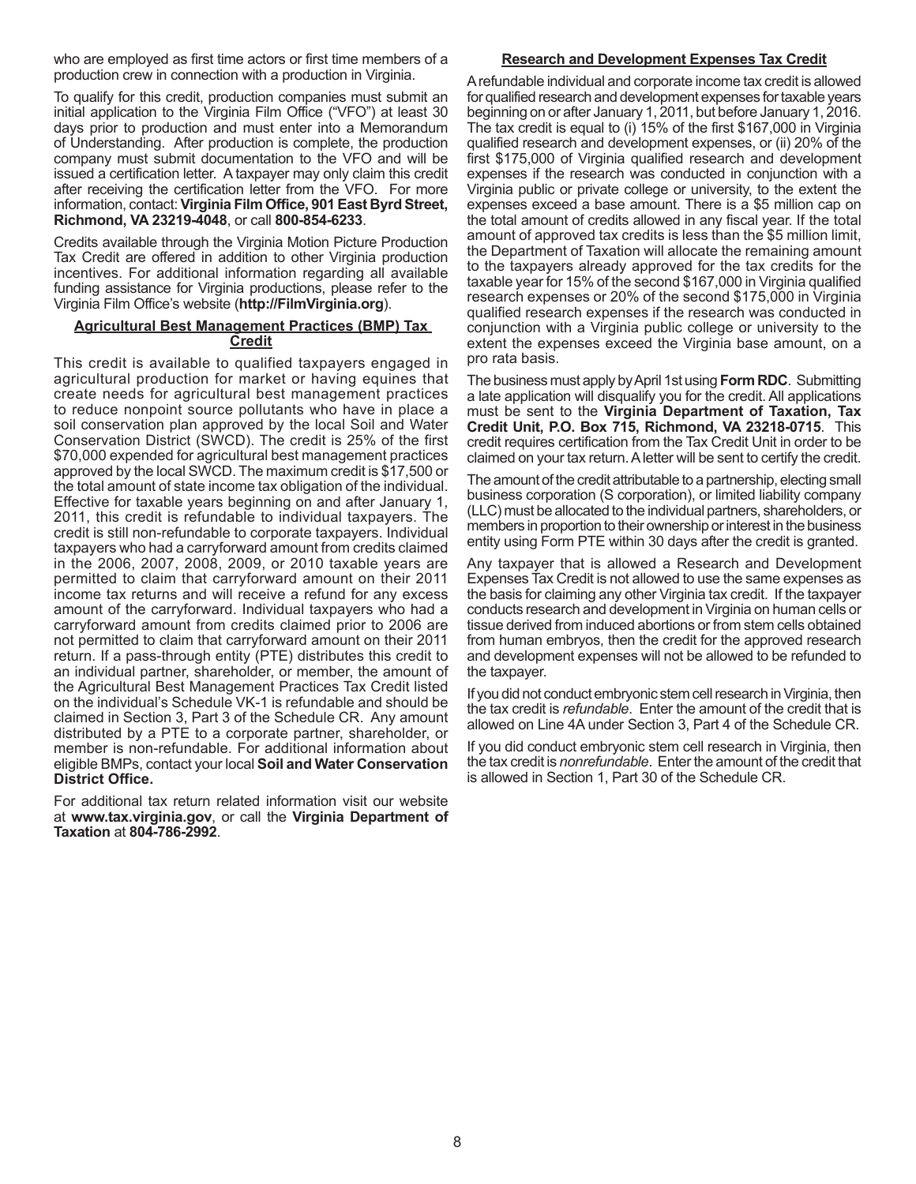who are employed as first time actors or first time members of a production crew in connection with a production in Virginia.

To qualify for this credit, production companies must submit an initial application to the Virginia Film Office ("VFO") at least 30 days prior to production and must enter into a Memorandum of Understanding. After production is complete, the production company must submit documentation to the VFO and will be issued a certification letter. A taxpayer may only claim this credit after receiving the certification letter from the VFO. For more information, contact: **Virginia Film Office, 901 East Byrd Street, Richmond, VA 23219-4048**, or call **800-854-6233**.

Credits available through the Virginia Motion Picture Production Tax Credit are offered in addition to other Virginia production incentives. For additional information regarding all available funding assistance for Virginia productions, please refer to the Virginia Film Office's website (**http://FilmVirginia.org**).

### Agricultural Best Management Practices (BMP) Tax Credit

This credit is available to qualified taxpayers engaged in agricultural production for market or having equines that create needs for agricultural best management practices to reduce nonpoint source pollutants who have in place a soil conservation plan approved by the local Soil and Water Conservation District (SWCD). The credit is 25% of the first $70,000 expended for agricultural best management practices approved by the local SWCD. The maximum credit is $17,500 or the total amount of state income tax obligation of the individual. Effective for taxable years beginning on and after January 1, 2011, this credit is refundable to individual taxpayers. The credit is still non-refundable to corporate taxpayers. Individual taxpayers who had a carryforward amount from credits claimed in the 2006, 2007, 2008, 2009, or 2010 taxable years are permitted to claim that carryforward amount on their 2011 income tax returns and will receive a refund for any excess amount of the carryforward. Individual taxpayers who had a carryforward amount from credits claimed prior to 2006 are not permitted to claim that carryforward amount on their 2011 return. If a pass-through entity (PTE) distributes this credit to an individual partner, shareholder, or member, the amount of the Agricultural Best Management Practices Tax Credit listed on the individual's Schedule VK-1 is refundable and should be claimed in Section 3, Part 3 of the Schedule CR. Any amount distributed by a PTE to a corporate partner, shareholder, or member is non-refundable. For additional information about eligible BMPs, contact your local **Soil and Water Conservation District Office.**

For additional tax return related information visit our website at **www.tax.virginia.gov**, or call the **Virginia Department of Taxation** at **804-786-2992**.

### Research and Development Expenses Tax Credit

A refundable individual and corporate income tax credit is allowed for qualified research and development expenses for taxable years beginning on or after January 1, 2011, but before January 1, 2016. The tax credit is equal to (i) 15% of the first $167,000 in Virginia qualified research and development expenses, or (ii) 20% of the first $175,000 of Virginia qualified research and development expenses if the research was conducted in conjunction with a Virginia public or private college or university, to the extent the expenses exceed a base amount. There is a $5 million cap on the total amount of credits allowed in any fiscal year. If the total amount of approved tax credits is less than the $5 million limit, the Department of Taxation will allocate the remaining amount to the taxpayers already approved for the tax credits for the taxable year for 15% of the second $167,000 in Virginia qualified research expenses or 20% of the second $175,000 in Virginia qualified research expenses if the research was conducted in conjunction with a Virginia public college or university to the extent the expenses exceed the Virginia base amount, on a pro rata basis.

The business must apply by April 1st using **Form RDC**. Submitting a late application will disqualify you for the credit. All applications must be sent to the **Virginia Department of Taxation, Tax Credit Unit, P.O. Box 715, Richmond, VA 23218-0715**. This credit requires certification from the Tax Credit Unit in order to be claimed on your tax return. A letter will be sent to certify the credit.

The amount of the credit attributable to a partnership, electing small business corporation (S corporation), or limited liability company (LLC) must be allocated to the individual partners, shareholders, or members in proportion to their ownership or interest in the business entity using Form PTE within 30 days after the credit is granted.

Any taxpayer that is allowed a Research and Development Expenses Tax Credit is not allowed to use the same expenses as the basis for claiming any other Virginia tax credit. If the taxpayer conducts research and development in Virginia on human cells or tissue derived from induced abortions or from stem cells obtained from human embryos, then the credit for the approved research and development expenses will not be allowed to be refunded to the taxpayer.

If you did not conduct embryonic stem cell research in Virginia, then the tax credit is *refundable*. Enter the amount of the credit that is allowed on Line 4A under Section 3, Part 4 of the Schedule CR.

If you did conduct embryonic stem cell research in Virginia, then the tax credit is *nonrefundable*. Enter the amount of the credit that is allowed in Section 1, Part 30 of the Schedule CR.